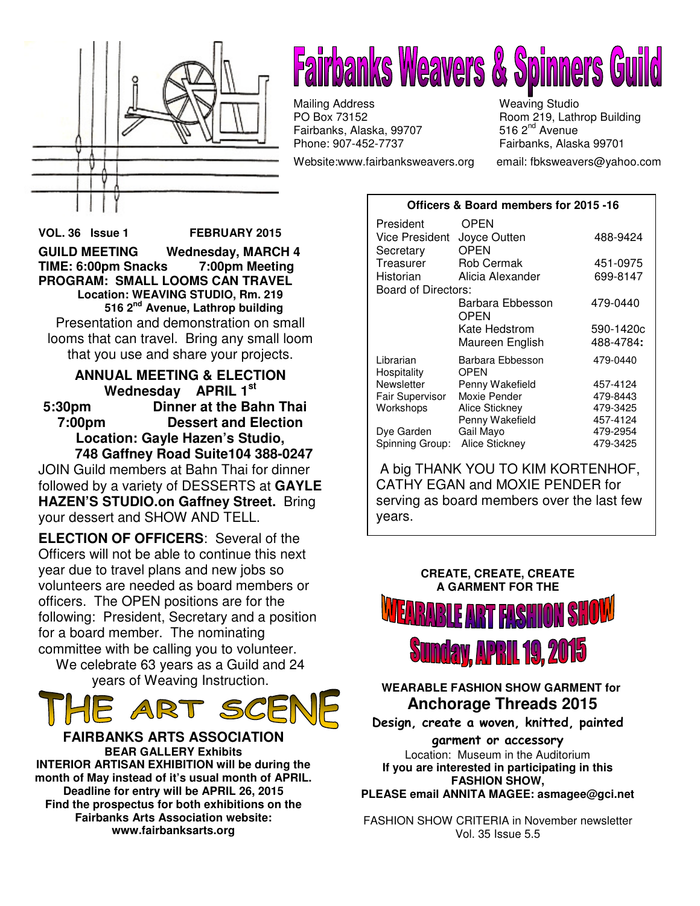# Fairbanks Weavers & Spinners Guild

Mailing Address
PO Box 73152
Fairbanks, Alaska, 99707
Phone: 907-452-7737

Weaving Studio
Room 219, Lathrop Building
516 2nd Avenue
Fairbanks, Alaska 99701

Website:www.fairbanksweavers.org email: fbksweavers@yahoo.com

**VOL. 36 Issue 1 FEBRUARY 2015**

**GUILD MEETING Wednesday, MARCH 4**
**TIME: 6:00pm Snacks 7:00pm Meeting**
**PROGRAM: SMALL LOOMS CAN TRAVEL**
**Location: WEAVING STUDIO, Rm. 219**
**516 2nd Avenue, Lathrop building**

Presentation and demonstration on small looms that can travel. Bring any small loom that you use and share your projects.

**ANNUAL MEETING & ELECTION**
**Wednesday APRIL 1st**

**5:30pm Dinner at the Bahn Thai**
**7:00pm Dessert and Election**
**Location: Gayle Hazen's Studio,**
**748 Gaffney Road Suite104 388-0247**

JOIN Guild members at Bahn Thai for dinner followed by a variety of DESSERTS at **GAYLE HAZEN'S STUDIO.on Gaffney Street.** Bring your dessert and SHOW AND TELL.

**ELECTION OF OFFICERS**: Several of the Officers will not be able to continue this next year due to travel plans and new jobs so volunteers are needed as board members or officers. The OPEN positions are for the following: President, Secretary and a position for a board member. The nominating committee with be calling you to volunteer.

We celebrate 63 years as a Guild and 24 years of Weaving Instruction.

**Officers & Board members for 2015 -16**

| | | |
|---|---|---|
| President | OPEN | |
| Vice President | Joyce Outten | 488-9424 |
| Secretary | OPEN | |
| Treasurer | Rob Cermak | 451-0975 |
| Historian | Alicia Alexander | 699-8147 |
| Board of Directors: | | |
| | Barbara Ebbesson | 479-0440 |
| | OPEN | |
| | Kate Hedstrom | 590-1420c |
| | Maureen English | 488-4784: |
| Librarian | Barbara Ebbesson | 479-0440 |
| Hospitality | OPEN | |
| Newsletter | Penny Wakefield | 457-4124 |
| Fair Supervisor | Moxie Pender | 479-8443 |
| Workshops | Alice Stickney | 479-3425 |
| | Penny Wakefield | 457-4124 |
| Dye Garden | Gail Mayo | 479-2954 |
| Spinning Group: | Alice Stickney | 479-3425 |

A big THANK YOU TO KIM KORTENHOF, CATHY EGAN and MOXIE PENDER for serving as board members over the last few years.

## THE ART SCENE

**FAIRBANKS ARTS ASSOCIATION**
**BEAR GALLERY Exhibits**
**INTERIOR ARTISAN EXHIBITION will be during the month of May instead of it's usual month of APRIL.**
**Deadline for entry will be APRIL 26, 2015**
**Find the prospectus for both exhibitions on the Fairbanks Arts Association website:**
**www.fairbanksarts.org**

**CREATE, CREATE, CREATE**
**A GARMENT FOR THE**

## WEARABLE ART FASHION SHOW
## Sunday, APRIL 19, 2015

**WEARABLE FASHION SHOW GARMENT for**
**Anchorage Threads 2015**
**Design, create a woven, knitted, painted garment or accessory**
Location: Museum in the Auditorium
**If you are interested in participating in this FASHION SHOW,**
**PLEASE email ANNITA MAGEE: asmagee@gci.net**

FASHION SHOW CRITERIA in November newsletter
Vol. 35 Issue 5.5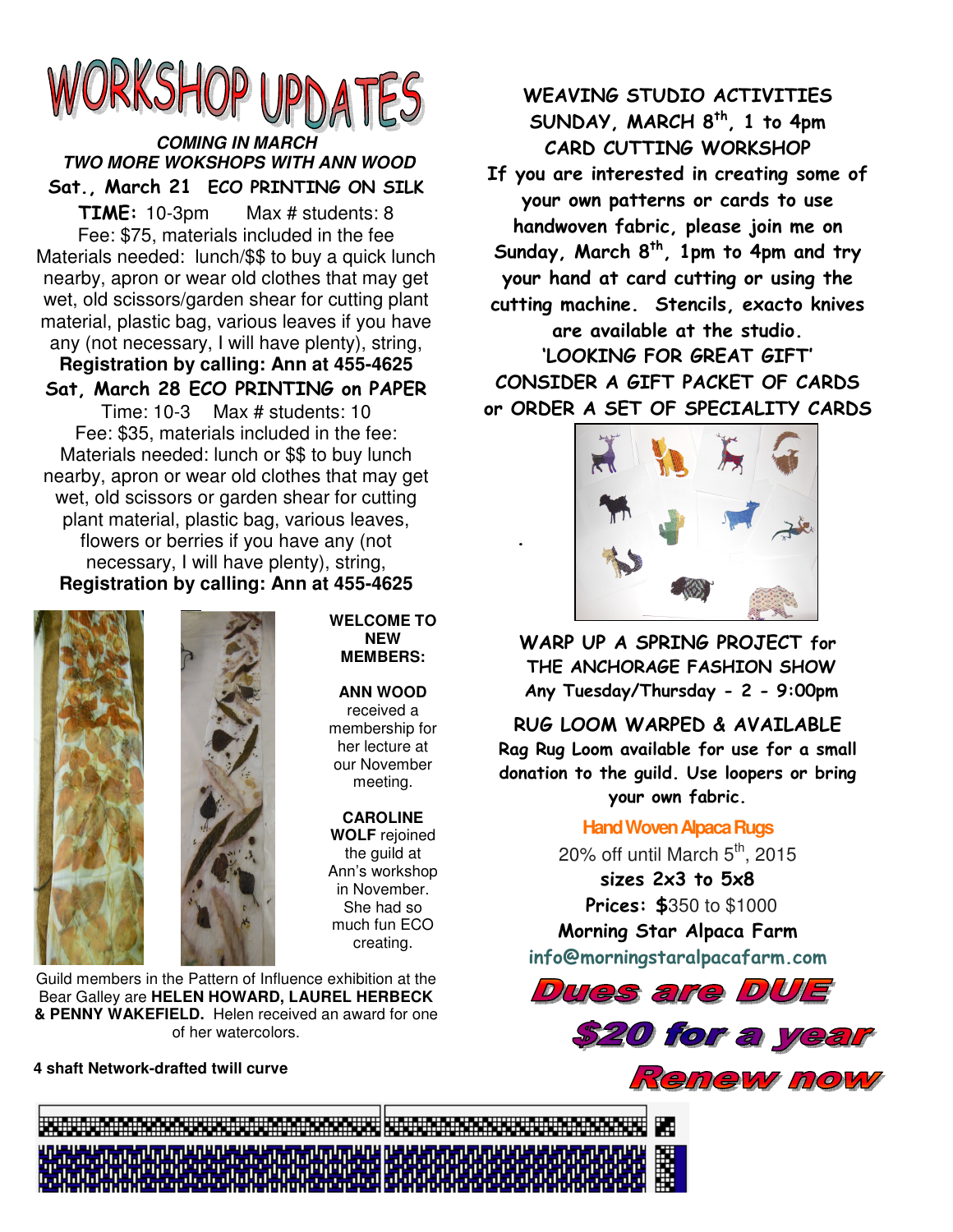# WORKSHOP UPDATES

***COMING IN MARCH***
***TWO MORE WOKSHOPS WITH ANN WOOD***

**Sat., March 21 ECO PRINTING ON SILK**

**TIME:** 10-3pm Max # students: 8
Fee: $75, materials included in the fee
Materials needed: lunch/$$ to buy a quick lunch nearby, apron or wear old clothes that may get wet, old scissors/garden shear for cutting plant material, plastic bag, various leaves if you have any (not necessary, I will have plenty), string,
**Registration by calling: Ann at 455-4625**

**Sat, March 28 ECO PRINTING on PAPER**

Time: 10-3 Max # students: 10
Fee: $35, materials included in the fee:
Materials needed: lunch or $$ to buy lunch nearby, apron or wear old clothes that may get wet, old scissors or garden shear for cutting plant material, plastic bag, various leaves, flowers or berries if you have any (not necessary, I will have plenty), string,
**Registration by calling: Ann at 455-4625**

**WELCOME TO NEW MEMBERS:**

**ANN WOOD** received a membership for her lecture at our November meeting.

**CAROLINE WOLF** rejoined the guild at Ann's workshop in November. She had so much fun ECO creating.

Guild members in the Pattern of Influence exhibition at the Bear Galley are **HELEN HOWARD, LAUREL HERBECK & PENNY WAKEFIELD.** Helen received an award for one of her watercolors.

**4 shaft Network-drafted twill curve**

**WEAVING STUDIO ACTIVITIES**
**SUNDAY, MARCH 8th, 1 to 4pm**
**CARD CUTTING WORKSHOP**

If you are interested in creating some of your own patterns or cards to use handwoven fabric, please join me on Sunday, March 8th, 1pm to 4pm and try your hand at card cutting or using the cutting machine. Stencils, exacto knives are available at the studio.

**'LOOKING FOR GREAT GIFT'**
**CONSIDER A GIFT PACKET OF CARDS or ORDER A SET OF SPECIALITY CARDS**

**WARP UP A SPRING PROJECT for THE ANCHORAGE FASHION SHOW**
**Any Tuesday/Thursday - 2 - 9:00pm**

**RUG LOOM WARPED & AVAILABLE**
Rag Rug Loom available for use for a small donation to the guild. Use loopers or bring your own fabric.

**Hand Woven Alpaca Rugs**
20% off until March 5th, 2015
**sizes 2x3 to 5x8**
**Prices: $**350 to $1000
**Morning Star Alpaca Farm**
info@morningstaralpacafarm.com

**Dues are DUE**
**$20 for a year**
**Renew now**